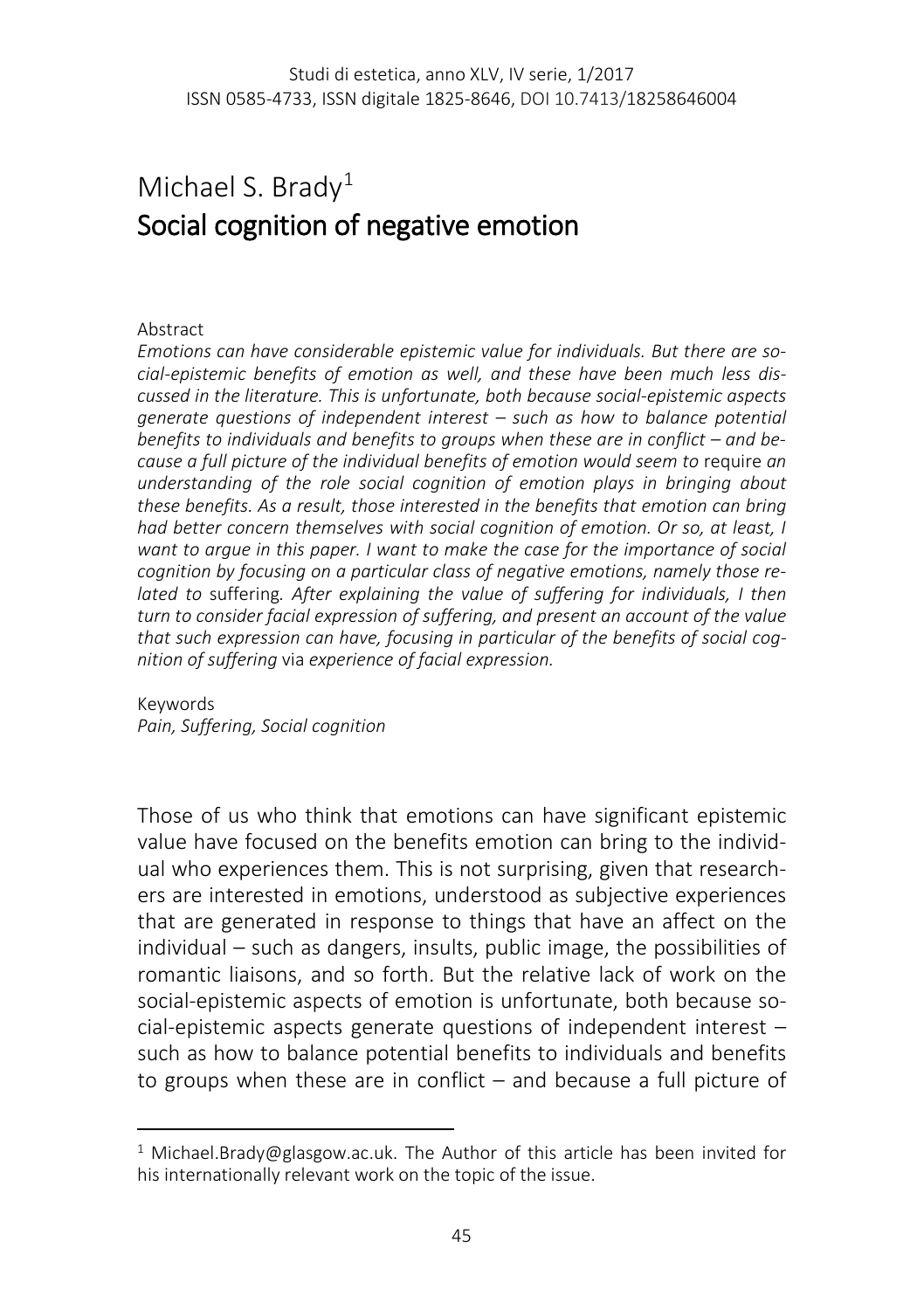# Michael S. Brady[1]
## Social cognition of negative emotion

Abstract

*Emotions can have considerable epistemic value for individuals. But there are social-epistemic benefits of emotion as well, and these have been much less discussed in the literature. This is unfortunate, both because social-epistemic aspects generate questions of independent interest – such as how to balance potential benefits to individuals and benefits to groups when these are in conflict – and because a full picture of the individual benefits of emotion would seem to* require *an understanding of the role social cognition of emotion plays in bringing about these benefits. As a result, those interested in the benefits that emotion can bring had better concern themselves with social cognition of emotion. Or so, at least, I want to argue in this paper. I want to make the case for the importance of social cognition by focusing on a particular class of negative emotions, namely those related to* suffering*. After explaining the value of suffering for individuals, I then turn to consider facial expression of suffering, and present an account of the value that such expression can have, focusing in particular of the benefits of social cognition of suffering* via *experience of facial expression.*

Keywords
*Pain, Suffering, Social cognition*

Those of us who think that emotions can have significant epistemic value have focused on the benefits emotion can bring to the individual who experiences them. This is not surprising, given that researchers are interested in emotions, understood as subjective experiences that are generated in response to things that have an affect on the individual – such as dangers, insults, public image, the possibilities of romantic liaisons, and so forth. But the relative lack of work on the social-epistemic aspects of emotion is unfortunate, both because social-epistemic aspects generate questions of independent interest – such as how to balance potential benefits to individuals and benefits to groups when these are in conflict – and because a full picture of

[1] Michael.Brady@glasgow.ac.uk. The Author of this article has been invited for his internationally relevant work on the topic of the issue.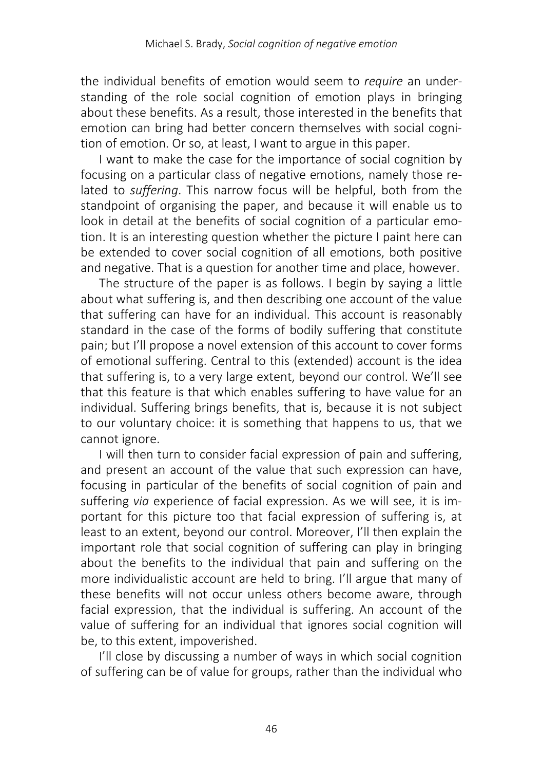the individual benefits of emotion would seem to *require* an understanding of the role social cognition of emotion plays in bringing about these benefits. As a result, those interested in the benefits that emotion can bring had better concern themselves with social cognition of emotion. Or so, at least, I want to argue in this paper.

I want to make the case for the importance of social cognition by focusing on a particular class of negative emotions, namely those related to *suffering*. This narrow focus will be helpful, both from the standpoint of organising the paper, and because it will enable us to look in detail at the benefits of social cognition of a particular emotion. It is an interesting question whether the picture I paint here can be extended to cover social cognition of all emotions, both positive and negative. That is a question for another time and place, however.

The structure of the paper is as follows. I begin by saying a little about what suffering is, and then describing one account of the value that suffering can have for an individual. This account is reasonably standard in the case of the forms of bodily suffering that constitute pain; but I'll propose a novel extension of this account to cover forms of emotional suffering. Central to this (extended) account is the idea that suffering is, to a very large extent, beyond our control. We'll see that this feature is that which enables suffering to have value for an individual. Suffering brings benefits, that is, because it is not subject to our voluntary choice: it is something that happens to us, that we cannot ignore.

I will then turn to consider facial expression of pain and suffering, and present an account of the value that such expression can have, focusing in particular of the benefits of social cognition of pain and suffering *via* experience of facial expression. As we will see, it is important for this picture too that facial expression of suffering is, at least to an extent, beyond our control. Moreover, I'll then explain the important role that social cognition of suffering can play in bringing about the benefits to the individual that pain and suffering on the more individualistic account are held to bring. I'll argue that many of these benefits will not occur unless others become aware, through facial expression, that the individual is suffering. An account of the value of suffering for an individual that ignores social cognition will be, to this extent, impoverished.

I'll close by discussing a number of ways in which social cognition of suffering can be of value for groups, rather than the individual who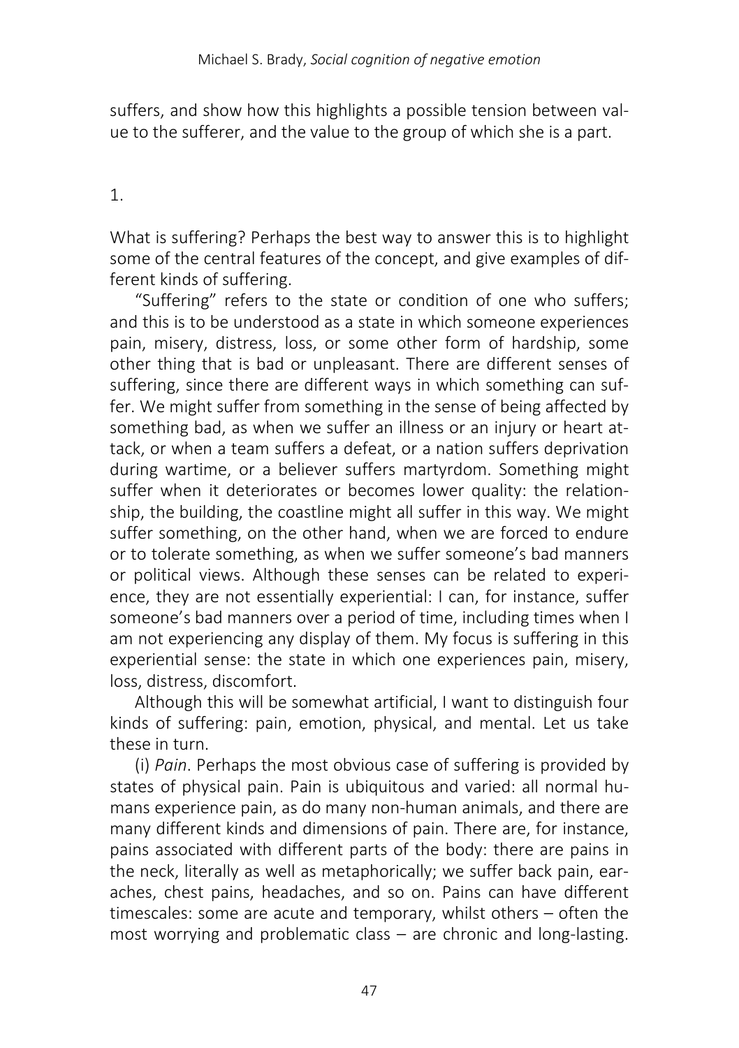suffers, and show how this highlights a possible tension between value to the sufferer, and the value to the group of which she is a part.

## 1.

What is suffering? Perhaps the best way to answer this is to highlight some of the central features of the concept, and give examples of different kinds of suffering.

"Suffering" refers to the state or condition of one who suffers; and this is to be understood as a state in which someone experiences pain, misery, distress, loss, or some other form of hardship, some other thing that is bad or unpleasant. There are different senses of suffering, since there are different ways in which something can suffer. We might suffer from something in the sense of being affected by something bad, as when we suffer an illness or an injury or heart attack, or when a team suffers a defeat, or a nation suffers deprivation during wartime, or a believer suffers martyrdom. Something might suffer when it deteriorates or becomes lower quality: the relationship, the building, the coastline might all suffer in this way. We might suffer something, on the other hand, when we are forced to endure or to tolerate something, as when we suffer someone's bad manners or political views. Although these senses can be related to experience, they are not essentially experiential: I can, for instance, suffer someone's bad manners over a period of time, including times when I am not experiencing any display of them. My focus is suffering in this experiential sense: the state in which one experiences pain, misery, loss, distress, discomfort.

Although this will be somewhat artificial, I want to distinguish four kinds of suffering: pain, emotion, physical, and mental. Let us take these in turn.

(i) *Pain*. Perhaps the most obvious case of suffering is provided by states of physical pain. Pain is ubiquitous and varied: all normal humans experience pain, as do many non-human animals, and there are many different kinds and dimensions of pain. There are, for instance, pains associated with different parts of the body: there are pains in the neck, literally as well as metaphorically; we suffer back pain, earaches, chest pains, headaches, and so on. Pains can have different timescales: some are acute and temporary, whilst others – often the most worrying and problematic class – are chronic and long-lasting.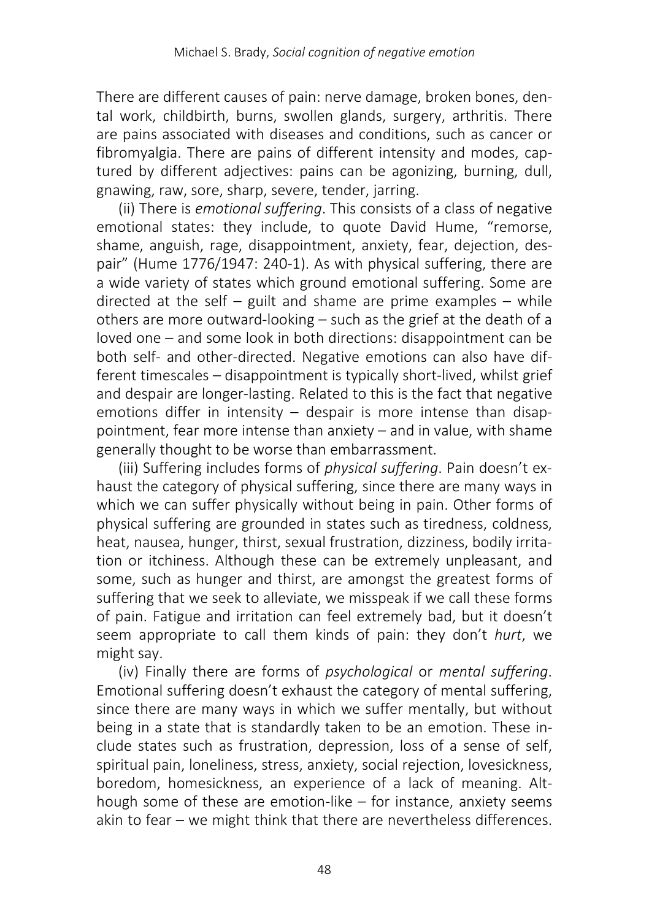There are different causes of pain: nerve damage, broken bones, dental work, childbirth, burns, swollen glands, surgery, arthritis. There are pains associated with diseases and conditions, such as cancer or fibromyalgia. There are pains of different intensity and modes, captured by different adjectives: pains can be agonizing, burning, dull, gnawing, raw, sore, sharp, severe, tender, jarring.

(ii) There is *emotional suffering*. This consists of a class of negative emotional states: they include, to quote David Hume, "remorse, shame, anguish, rage, disappointment, anxiety, fear, dejection, despair" (Hume 1776/1947: 240-1). As with physical suffering, there are a wide variety of states which ground emotional suffering. Some are directed at the self – guilt and shame are prime examples – while others are more outward-looking – such as the grief at the death of a loved one – and some look in both directions: disappointment can be both self- and other-directed. Negative emotions can also have different timescales – disappointment is typically short-lived, whilst grief and despair are longer-lasting. Related to this is the fact that negative emotions differ in intensity – despair is more intense than disappointment, fear more intense than anxiety – and in value, with shame generally thought to be worse than embarrassment.

(iii) Suffering includes forms of *physical suffering*. Pain doesn't exhaust the category of physical suffering, since there are many ways in which we can suffer physically without being in pain. Other forms of physical suffering are grounded in states such as tiredness, coldness, heat, nausea, hunger, thirst, sexual frustration, dizziness, bodily irritation or itchiness. Although these can be extremely unpleasant, and some, such as hunger and thirst, are amongst the greatest forms of suffering that we seek to alleviate, we misspeak if we call these forms of pain. Fatigue and irritation can feel extremely bad, but it doesn't seem appropriate to call them kinds of pain: they don't *hurt*, we might say.

(iv) Finally there are forms of *psychological* or *mental suffering*. Emotional suffering doesn't exhaust the category of mental suffering, since there are many ways in which we suffer mentally, but without being in a state that is standardly taken to be an emotion. These include states such as frustration, depression, loss of a sense of self, spiritual pain, loneliness, stress, anxiety, social rejection, lovesickness, boredom, homesickness, an experience of a lack of meaning. Although some of these are emotion-like – for instance, anxiety seems akin to fear – we might think that there are nevertheless differences.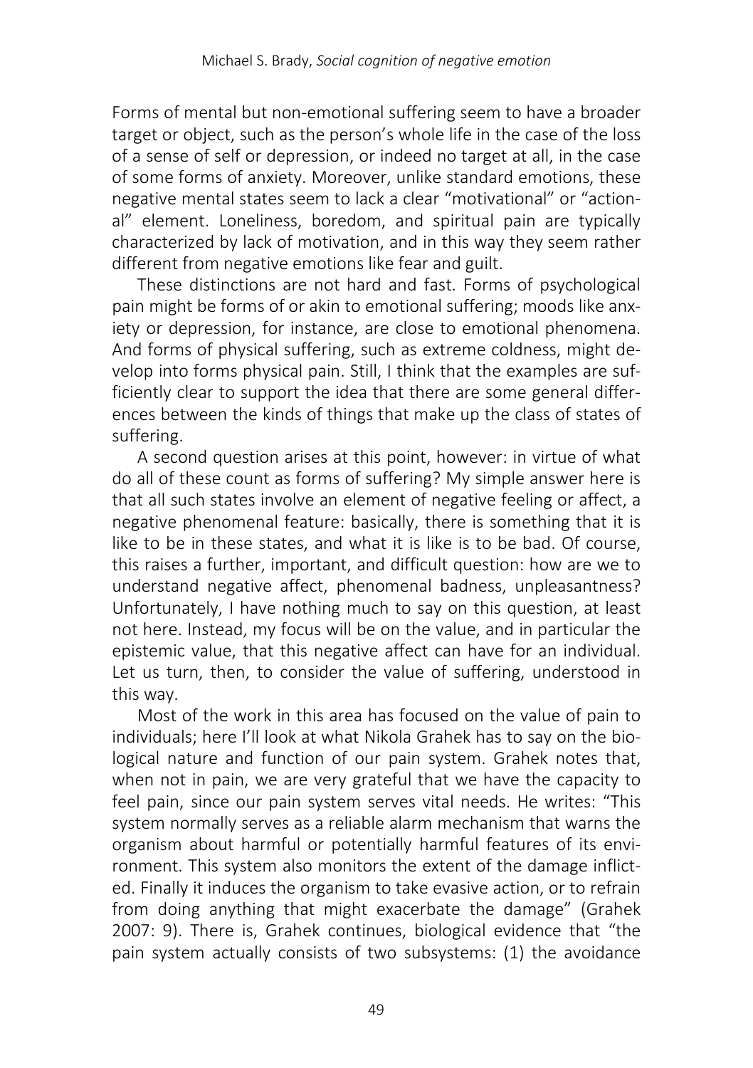Forms of mental but non-emotional suffering seem to have a broader target or object, such as the person's whole life in the case of the loss of a sense of self or depression, or indeed no target at all, in the case of some forms of anxiety. Moreover, unlike standard emotions, these negative mental states seem to lack a clear "motivational" or "actional" element. Loneliness, boredom, and spiritual pain are typically characterized by lack of motivation, and in this way they seem rather different from negative emotions like fear and guilt.

These distinctions are not hard and fast. Forms of psychological pain might be forms of or akin to emotional suffering; moods like anxiety or depression, for instance, are close to emotional phenomena. And forms of physical suffering, such as extreme coldness, might develop into forms physical pain. Still, I think that the examples are sufficiently clear to support the idea that there are some general differences between the kinds of things that make up the class of states of suffering.

A second question arises at this point, however: in virtue of what do all of these count as forms of suffering? My simple answer here is that all such states involve an element of negative feeling or affect, a negative phenomenal feature: basically, there is something that it is like to be in these states, and what it is like is to be bad. Of course, this raises a further, important, and difficult question: how are we to understand negative affect, phenomenal badness, unpleasantness? Unfortunately, I have nothing much to say on this question, at least not here. Instead, my focus will be on the value, and in particular the epistemic value, that this negative affect can have for an individual. Let us turn, then, to consider the value of suffering, understood in this way.

Most of the work in this area has focused on the value of pain to individuals; here I'll look at what Nikola Grahek has to say on the biological nature and function of our pain system. Grahek notes that, when not in pain, we are very grateful that we have the capacity to feel pain, since our pain system serves vital needs. He writes: "This system normally serves as a reliable alarm mechanism that warns the organism about harmful or potentially harmful features of its environment. This system also monitors the extent of the damage inflicted. Finally it induces the organism to take evasive action, or to refrain from doing anything that might exacerbate the damage" (Grahek 2007: 9). There is, Grahek continues, biological evidence that "the pain system actually consists of two subsystems: (1) the avoidance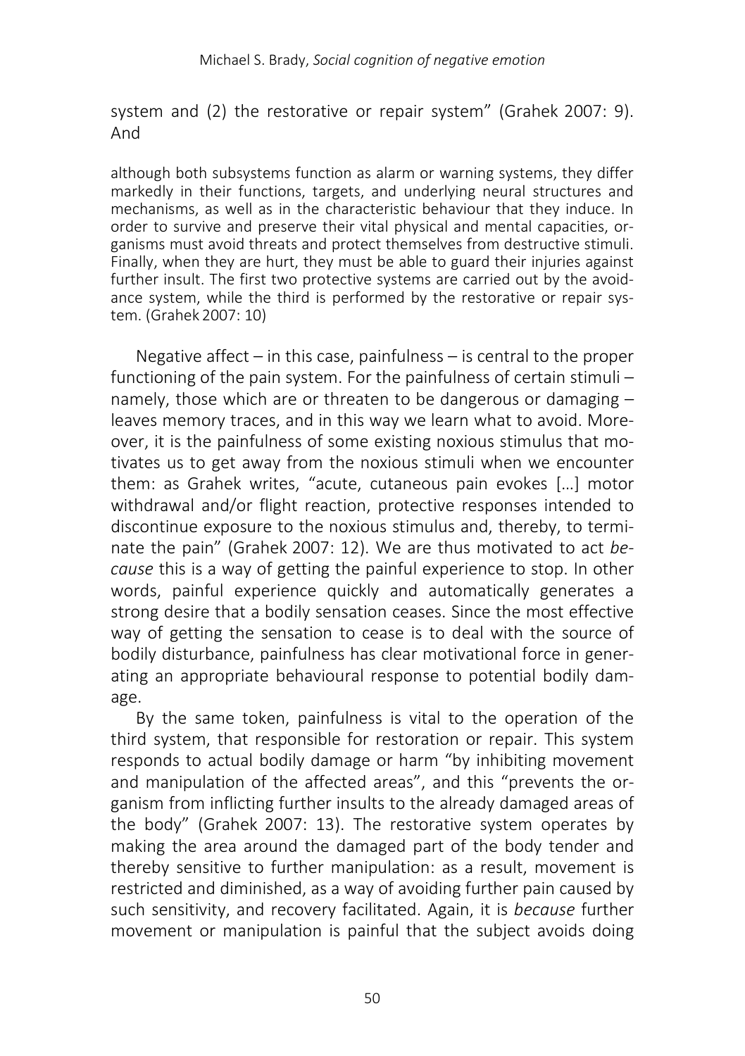system and (2) the restorative or repair system" (Grahek 2007: 9). And

> although both subsystems function as alarm or warning systems, they differ markedly in their functions, targets, and underlying neural structures and mechanisms, as well as in the characteristic behaviour that they induce. In order to survive and preserve their vital physical and mental capacities, organisms must avoid threats and protect themselves from destructive stimuli. Finally, when they are hurt, they must be able to guard their injuries against further insult. The first two protective systems are carried out by the avoidance system, while the third is performed by the restorative or repair system. (Grahek 2007: 10)

Negative affect – in this case, painfulness – is central to the proper functioning of the pain system. For the painfulness of certain stimuli – namely, those which are or threaten to be dangerous or damaging – leaves memory traces, and in this way we learn what to avoid. Moreover, it is the painfulness of some existing noxious stimulus that motivates us to get away from the noxious stimuli when we encounter them: as Grahek writes, "acute, cutaneous pain evokes […] motor withdrawal and/or flight reaction, protective responses intended to discontinue exposure to the noxious stimulus and, thereby, to terminate the pain" (Grahek 2007: 12). We are thus motivated to act *because* this is a way of getting the painful experience to stop. In other words, painful experience quickly and automatically generates a strong desire that a bodily sensation ceases. Since the most effective way of getting the sensation to cease is to deal with the source of bodily disturbance, painfulness has clear motivational force in generating an appropriate behavioural response to potential bodily damage.

By the same token, painfulness is vital to the operation of the third system, that responsible for restoration or repair. This system responds to actual bodily damage or harm "by inhibiting movement and manipulation of the affected areas", and this "prevents the organism from inflicting further insults to the already damaged areas of the body" (Grahek 2007: 13). The restorative system operates by making the area around the damaged part of the body tender and thereby sensitive to further manipulation: as a result, movement is restricted and diminished, as a way of avoiding further pain caused by such sensitivity, and recovery facilitated. Again, it is *because* further movement or manipulation is painful that the subject avoids doing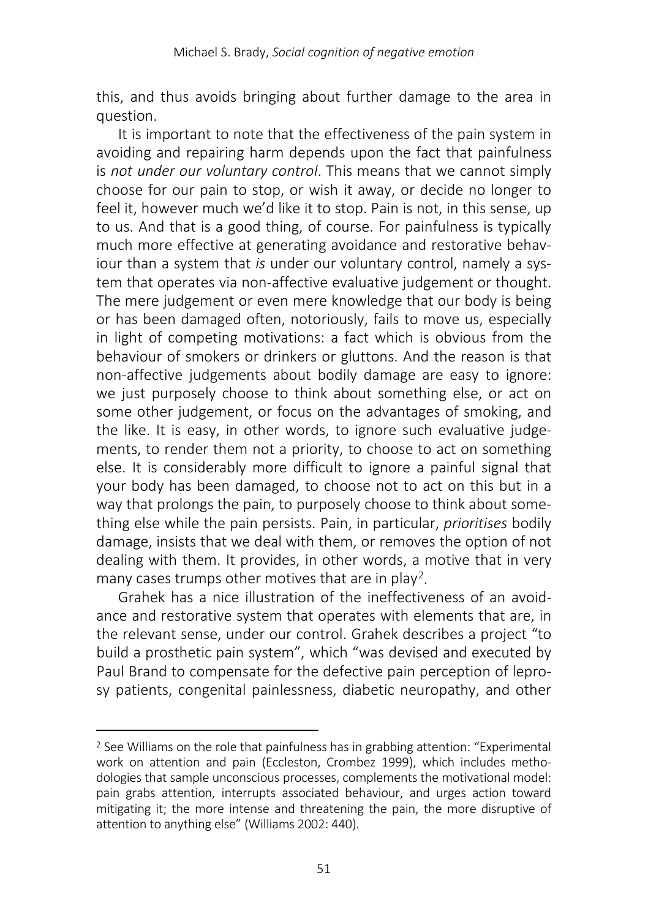this, and thus avoids bringing about further damage to the area in question.

It is important to note that the effectiveness of the pain system in avoiding and repairing harm depends upon the fact that painfulness is *not under our voluntary control*. This means that we cannot simply choose for our pain to stop, or wish it away, or decide no longer to feel it, however much we'd like it to stop. Pain is not, in this sense, up to us. And that is a good thing, of course. For painfulness is typically much more effective at generating avoidance and restorative behaviour than a system that *is* under our voluntary control, namely a system that operates via non-affective evaluative judgement or thought. The mere judgement or even mere knowledge that our body is being or has been damaged often, notoriously, fails to move us, especially in light of competing motivations: a fact which is obvious from the behaviour of smokers or drinkers or gluttons. And the reason is that non-affective judgements about bodily damage are easy to ignore: we just purposely choose to think about something else, or act on some other judgement, or focus on the advantages of smoking, and the like. It is easy, in other words, to ignore such evaluative judgements, to render them not a priority, to choose to act on something else. It is considerably more difficult to ignore a painful signal that your body has been damaged, to choose not to act on this but in a way that prolongs the pain, to purposely choose to think about something else while the pain persists. Pain, in particular, *prioritises* bodily damage, insists that we deal with them, or removes the option of not dealing with them. It provides, in other words, a motive that in very many cases trumps other motives that are in play[2].

Grahek has a nice illustration of the ineffectiveness of an avoidance and restorative system that operates with elements that are, in the relevant sense, under our control. Grahek describes a project "to build a prosthetic pain system", which "was devised and executed by Paul Brand to compensate for the defective pain perception of leprosy patients, congenital painlessness, diabetic neuropathy, and other

---

[2] See Williams on the role that painfulness has in grabbing attention: "Experimental work on attention and pain (Eccleston, Crombez 1999), which includes methodologies that sample unconscious processes, complements the motivational model: pain grabs attention, interrupts associated behaviour, and urges action toward mitigating it; the more intense and threatening the pain, the more disruptive of attention to anything else" (Williams 2002: 440).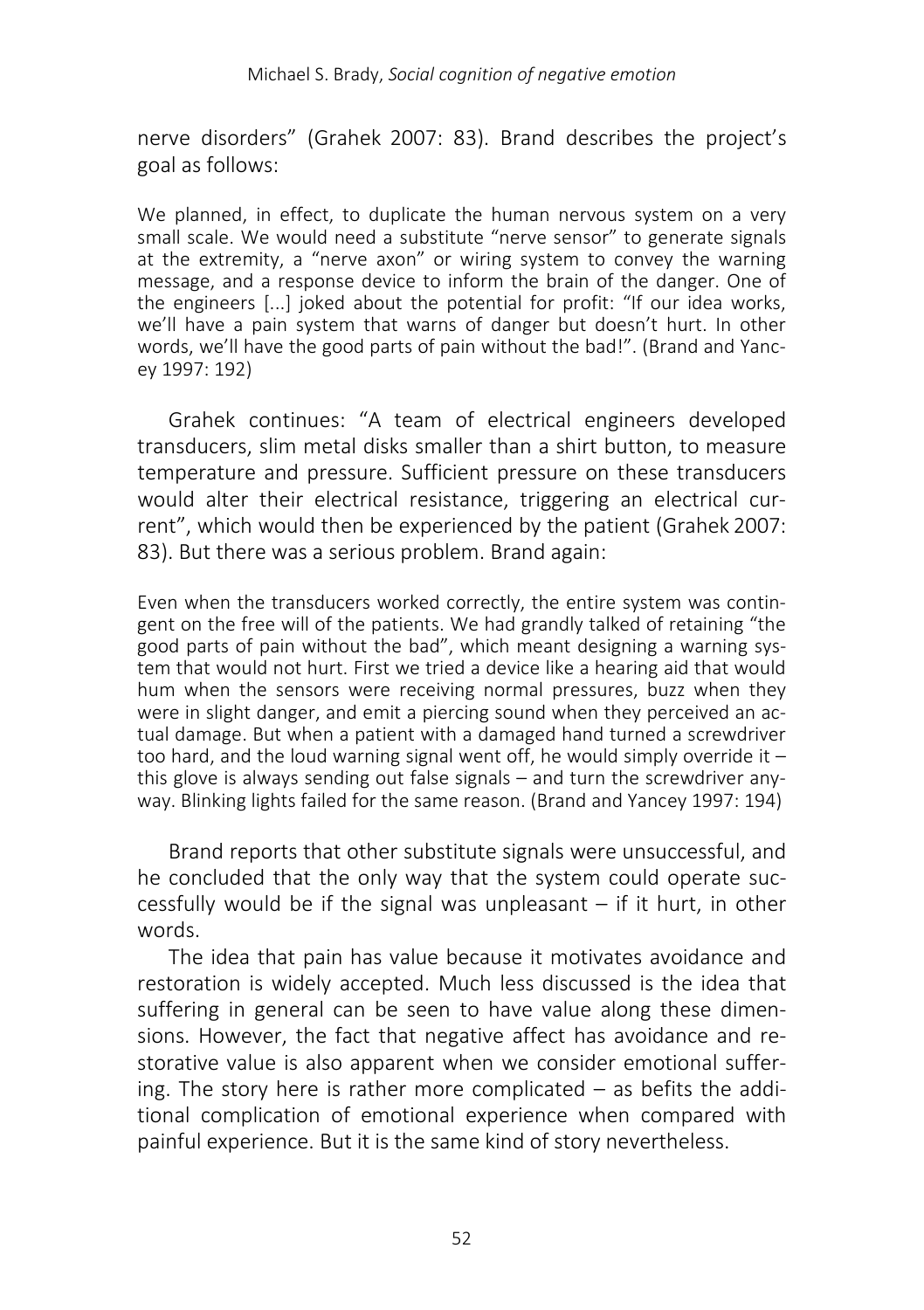nerve disorders" (Grahek 2007: 83). Brand describes the project's goal as follows:

> We planned, in effect, to duplicate the human nervous system on a very small scale. We would need a substitute "nerve sensor" to generate signals at the extremity, a "nerve axon" or wiring system to convey the warning message, and a response device to inform the brain of the danger. One of the engineers [...] joked about the potential for profit: "If our idea works, we'll have a pain system that warns of danger but doesn't hurt. In other words, we'll have the good parts of pain without the bad!". (Brand and Yancey 1997: 192)

Grahek continues: "A team of electrical engineers developed transducers, slim metal disks smaller than a shirt button, to measure temperature and pressure. Sufficient pressure on these transducers would alter their electrical resistance, triggering an electrical current", which would then be experienced by the patient (Grahek 2007: 83). But there was a serious problem. Brand again:

> Even when the transducers worked correctly, the entire system was contingent on the free will of the patients. We had grandly talked of retaining "the good parts of pain without the bad", which meant designing a warning system that would not hurt. First we tried a device like a hearing aid that would hum when the sensors were receiving normal pressures, buzz when they were in slight danger, and emit a piercing sound when they perceived an actual damage. But when a patient with a damaged hand turned a screwdriver too hard, and the loud warning signal went off, he would simply override it – this glove is always sending out false signals – and turn the screwdriver anyway. Blinking lights failed for the same reason. (Brand and Yancey 1997: 194)

Brand reports that other substitute signals were unsuccessful, and he concluded that the only way that the system could operate successfully would be if the signal was unpleasant – if it hurt, in other words.

The idea that pain has value because it motivates avoidance and restoration is widely accepted. Much less discussed is the idea that suffering in general can be seen to have value along these dimensions. However, the fact that negative affect has avoidance and restorative value is also apparent when we consider emotional suffering. The story here is rather more complicated – as befits the additional complication of emotional experience when compared with painful experience. But it is the same kind of story nevertheless.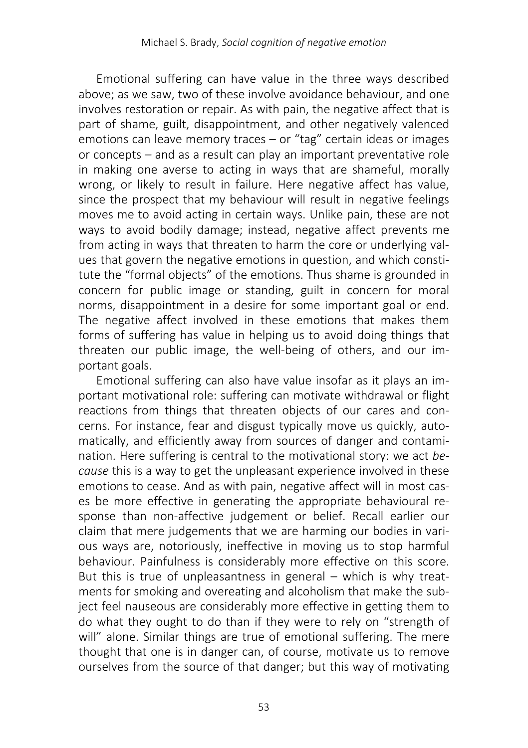Emotional suffering can have value in the three ways described above; as we saw, two of these involve avoidance behaviour, and one involves restoration or repair. As with pain, the negative affect that is part of shame, guilt, disappointment, and other negatively valenced emotions can leave memory traces – or "tag" certain ideas or images or concepts – and as a result can play an important preventative role in making one averse to acting in ways that are shameful, morally wrong, or likely to result in failure. Here negative affect has value, since the prospect that my behaviour will result in negative feelings moves me to avoid acting in certain ways. Unlike pain, these are not ways to avoid bodily damage; instead, negative affect prevents me from acting in ways that threaten to harm the core or underlying values that govern the negative emotions in question, and which constitute the "formal objects" of the emotions. Thus shame is grounded in concern for public image or standing, guilt in concern for moral norms, disappointment in a desire for some important goal or end. The negative affect involved in these emotions that makes them forms of suffering has value in helping us to avoid doing things that threaten our public image, the well-being of others, and our important goals.

Emotional suffering can also have value insofar as it plays an important motivational role: suffering can motivate withdrawal or flight reactions from things that threaten objects of our cares and concerns. For instance, fear and disgust typically move us quickly, automatically, and efficiently away from sources of danger and contamination. Here suffering is central to the motivational story: we act *because* this is a way to get the unpleasant experience involved in these emotions to cease. And as with pain, negative affect will in most cases be more effective in generating the appropriate behavioural response than non-affective judgement or belief. Recall earlier our claim that mere judgements that we are harming our bodies in various ways are, notoriously, ineffective in moving us to stop harmful behaviour. Painfulness is considerably more effective on this score. But this is true of unpleasantness in general – which is why treatments for smoking and overeating and alcoholism that make the subject feel nauseous are considerably more effective in getting them to do what they ought to do than if they were to rely on "strength of will" alone. Similar things are true of emotional suffering. The mere thought that one is in danger can, of course, motivate us to remove ourselves from the source of that danger; but this way of motivating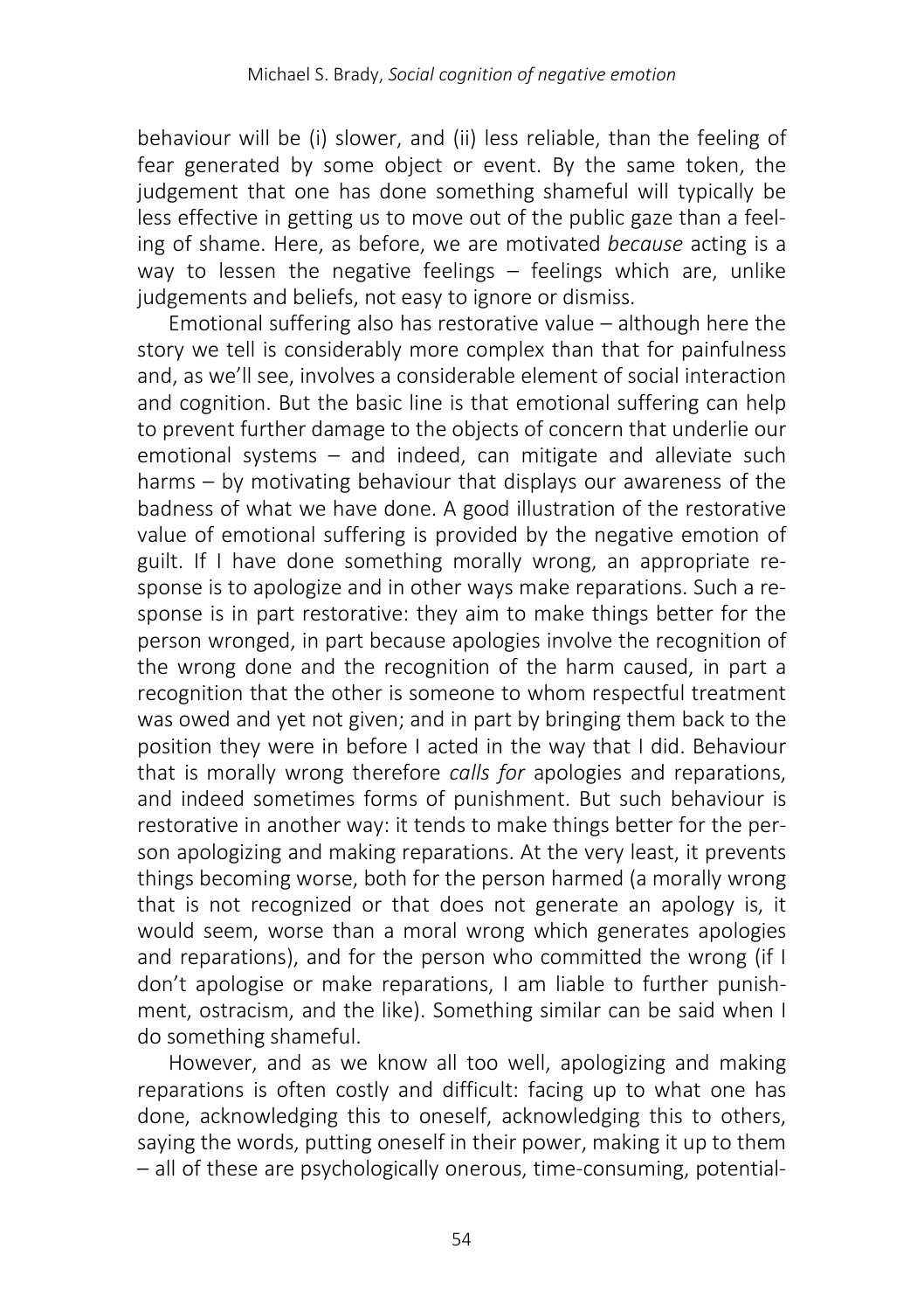behaviour will be (i) slower, and (ii) less reliable, than the feeling of fear generated by some object or event. By the same token, the judgement that one has done something shameful will typically be less effective in getting us to move out of the public gaze than a feeling of shame. Here, as before, we are motivated *because* acting is a way to lessen the negative feelings – feelings which are, unlike judgements and beliefs, not easy to ignore or dismiss.

Emotional suffering also has restorative value – although here the story we tell is considerably more complex than that for painfulness and, as we'll see, involves a considerable element of social interaction and cognition. But the basic line is that emotional suffering can help to prevent further damage to the objects of concern that underlie our emotional systems – and indeed, can mitigate and alleviate such harms – by motivating behaviour that displays our awareness of the badness of what we have done. A good illustration of the restorative value of emotional suffering is provided by the negative emotion of guilt. If I have done something morally wrong, an appropriate response is to apologize and in other ways make reparations. Such a response is in part restorative: they aim to make things better for the person wronged, in part because apologies involve the recognition of the wrong done and the recognition of the harm caused, in part a recognition that the other is someone to whom respectful treatment was owed and yet not given; and in part by bringing them back to the position they were in before I acted in the way that I did. Behaviour that is morally wrong therefore *calls for* apologies and reparations, and indeed sometimes forms of punishment. But such behaviour is restorative in another way: it tends to make things better for the person apologizing and making reparations. At the very least, it prevents things becoming worse, both for the person harmed (a morally wrong that is not recognized or that does not generate an apology is, it would seem, worse than a moral wrong which generates apologies and reparations), and for the person who committed the wrong (if I don't apologise or make reparations, I am liable to further punishment, ostracism, and the like). Something similar can be said when I do something shameful.

However, and as we know all too well, apologizing and making reparations is often costly and difficult: facing up to what one has done, acknowledging this to oneself, acknowledging this to others, saying the words, putting oneself in their power, making it up to them – all of these are psychologically onerous, time-consuming, potential-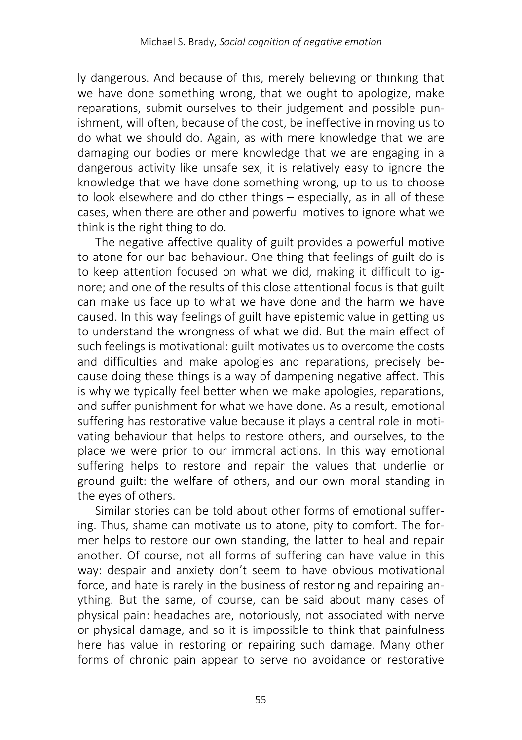ly dangerous. And because of this, merely believing or thinking that we have done something wrong, that we ought to apologize, make reparations, submit ourselves to their judgement and possible punishment, will often, because of the cost, be ineffective in moving us to do what we should do. Again, as with mere knowledge that we are damaging our bodies or mere knowledge that we are engaging in a dangerous activity like unsafe sex, it is relatively easy to ignore the knowledge that we have done something wrong, up to us to choose to look elsewhere and do other things – especially, as in all of these cases, when there are other and powerful motives to ignore what we think is the right thing to do.

The negative affective quality of guilt provides a powerful motive to atone for our bad behaviour. One thing that feelings of guilt do is to keep attention focused on what we did, making it difficult to ignore; and one of the results of this close attentional focus is that guilt can make us face up to what we have done and the harm we have caused. In this way feelings of guilt have epistemic value in getting us to understand the wrongness of what we did. But the main effect of such feelings is motivational: guilt motivates us to overcome the costs and difficulties and make apologies and reparations, precisely because doing these things is a way of dampening negative affect. This is why we typically feel better when we make apologies, reparations, and suffer punishment for what we have done. As a result, emotional suffering has restorative value because it plays a central role in motivating behaviour that helps to restore others, and ourselves, to the place we were prior to our immoral actions. In this way emotional suffering helps to restore and repair the values that underlie or ground guilt: the welfare of others, and our own moral standing in the eyes of others.

Similar stories can be told about other forms of emotional suffering. Thus, shame can motivate us to atone, pity to comfort. The former helps to restore our own standing, the latter to heal and repair another. Of course, not all forms of suffering can have value in this way: despair and anxiety don't seem to have obvious motivational force, and hate is rarely in the business of restoring and repairing anything. But the same, of course, can be said about many cases of physical pain: headaches are, notoriously, not associated with nerve or physical damage, and so it is impossible to think that painfulness here has value in restoring or repairing such damage. Many other forms of chronic pain appear to serve no avoidance or restorative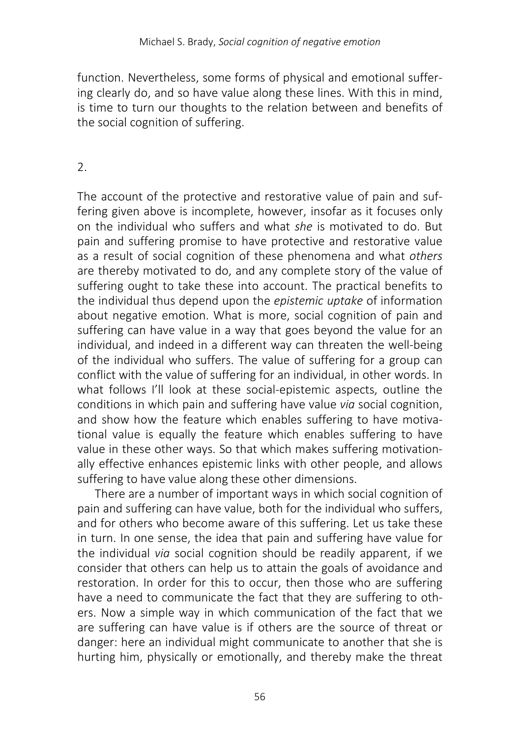function. Nevertheless, some forms of physical and emotional suffering clearly do, and so have value along these lines. With this in mind, is time to turn our thoughts to the relation between and benefits of the social cognition of suffering.

## 2.

The account of the protective and restorative value of pain and suffering given above is incomplete, however, insofar as it focuses only on the individual who suffers and what *she* is motivated to do. But pain and suffering promise to have protective and restorative value as a result of social cognition of these phenomena and what *others* are thereby motivated to do, and any complete story of the value of suffering ought to take these into account. The practical benefits to the individual thus depend upon the *epistemic uptake* of information about negative emotion. What is more, social cognition of pain and suffering can have value in a way that goes beyond the value for an individual, and indeed in a different way can threaten the well-being of the individual who suffers. The value of suffering for a group can conflict with the value of suffering for an individual, in other words. In what follows I'll look at these social-epistemic aspects, outline the conditions in which pain and suffering have value *via* social cognition, and show how the feature which enables suffering to have motivational value is equally the feature which enables suffering to have value in these other ways. So that which makes suffering motivationally effective enhances epistemic links with other people, and allows suffering to have value along these other dimensions.

There are a number of important ways in which social cognition of pain and suffering can have value, both for the individual who suffers, and for others who become aware of this suffering. Let us take these in turn. In one sense, the idea that pain and suffering have value for the individual *via* social cognition should be readily apparent, if we consider that others can help us to attain the goals of avoidance and restoration. In order for this to occur, then those who are suffering have a need to communicate the fact that they are suffering to others. Now a simple way in which communication of the fact that we are suffering can have value is if others are the source of threat or danger: here an individual might communicate to another that she is hurting him, physically or emotionally, and thereby make the threat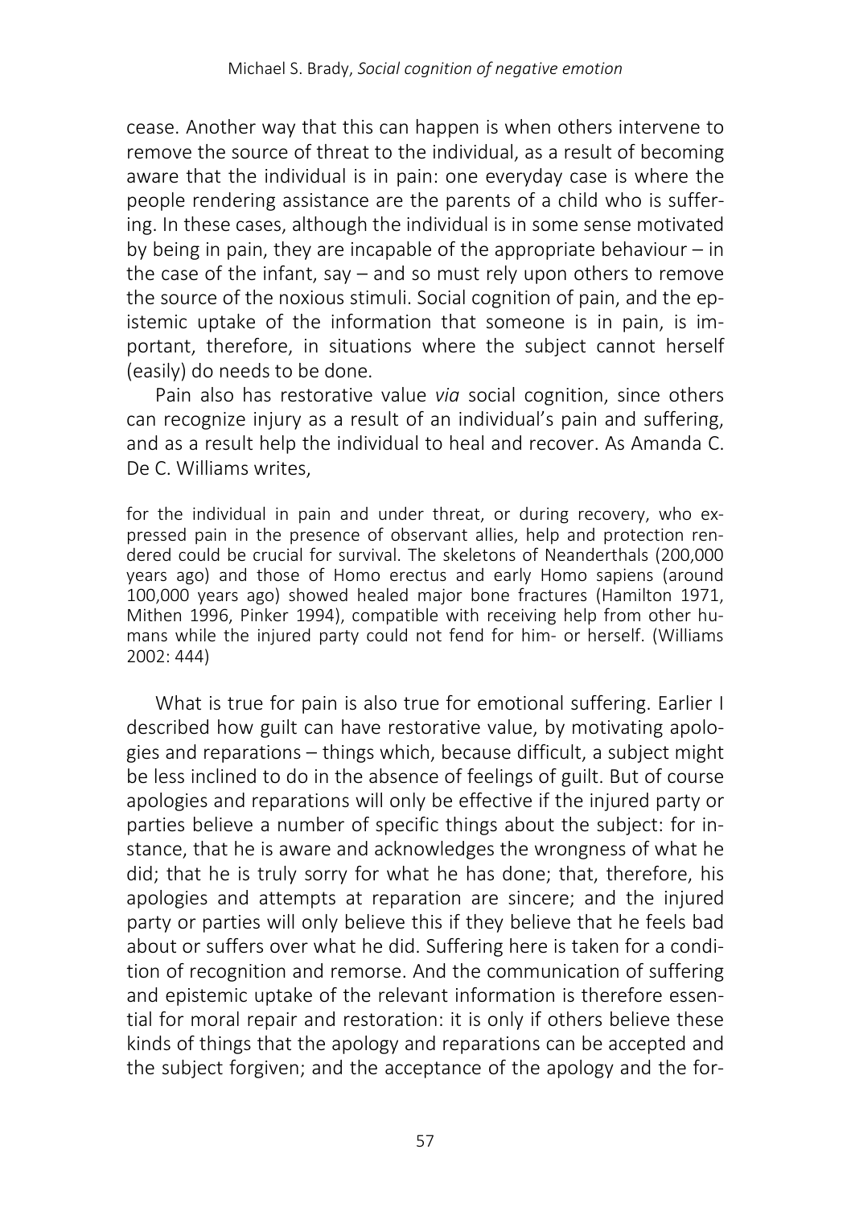cease. Another way that this can happen is when others intervene to remove the source of threat to the individual, as a result of becoming aware that the individual is in pain: one everyday case is where the people rendering assistance are the parents of a child who is suffering. In these cases, although the individual is in some sense motivated by being in pain, they are incapable of the appropriate behaviour – in the case of the infant, say – and so must rely upon others to remove the source of the noxious stimuli. Social cognition of pain, and the epistemic uptake of the information that someone is in pain, is important, therefore, in situations where the subject cannot herself (easily) do needs to be done.

Pain also has restorative value *via* social cognition, since others can recognize injury as a result of an individual's pain and suffering, and as a result help the individual to heal and recover. As Amanda C. De C. Williams writes,

> for the individual in pain and under threat, or during recovery, who expressed pain in the presence of observant allies, help and protection rendered could be crucial for survival. The skeletons of Neanderthals (200,000 years ago) and those of Homo erectus and early Homo sapiens (around 100,000 years ago) showed healed major bone fractures (Hamilton 1971, Mithen 1996, Pinker 1994), compatible with receiving help from other humans while the injured party could not fend for him- or herself. (Williams 2002: 444)

What is true for pain is also true for emotional suffering. Earlier I described how guilt can have restorative value, by motivating apologies and reparations – things which, because difficult, a subject might be less inclined to do in the absence of feelings of guilt. But of course apologies and reparations will only be effective if the injured party or parties believe a number of specific things about the subject: for instance, that he is aware and acknowledges the wrongness of what he did; that he is truly sorry for what he has done; that, therefore, his apologies and attempts at reparation are sincere; and the injured party or parties will only believe this if they believe that he feels bad about or suffers over what he did. Suffering here is taken for a condition of recognition and remorse. And the communication of suffering and epistemic uptake of the relevant information is therefore essential for moral repair and restoration: it is only if others believe these kinds of things that the apology and reparations can be accepted and the subject forgiven; and the acceptance of the apology and the for-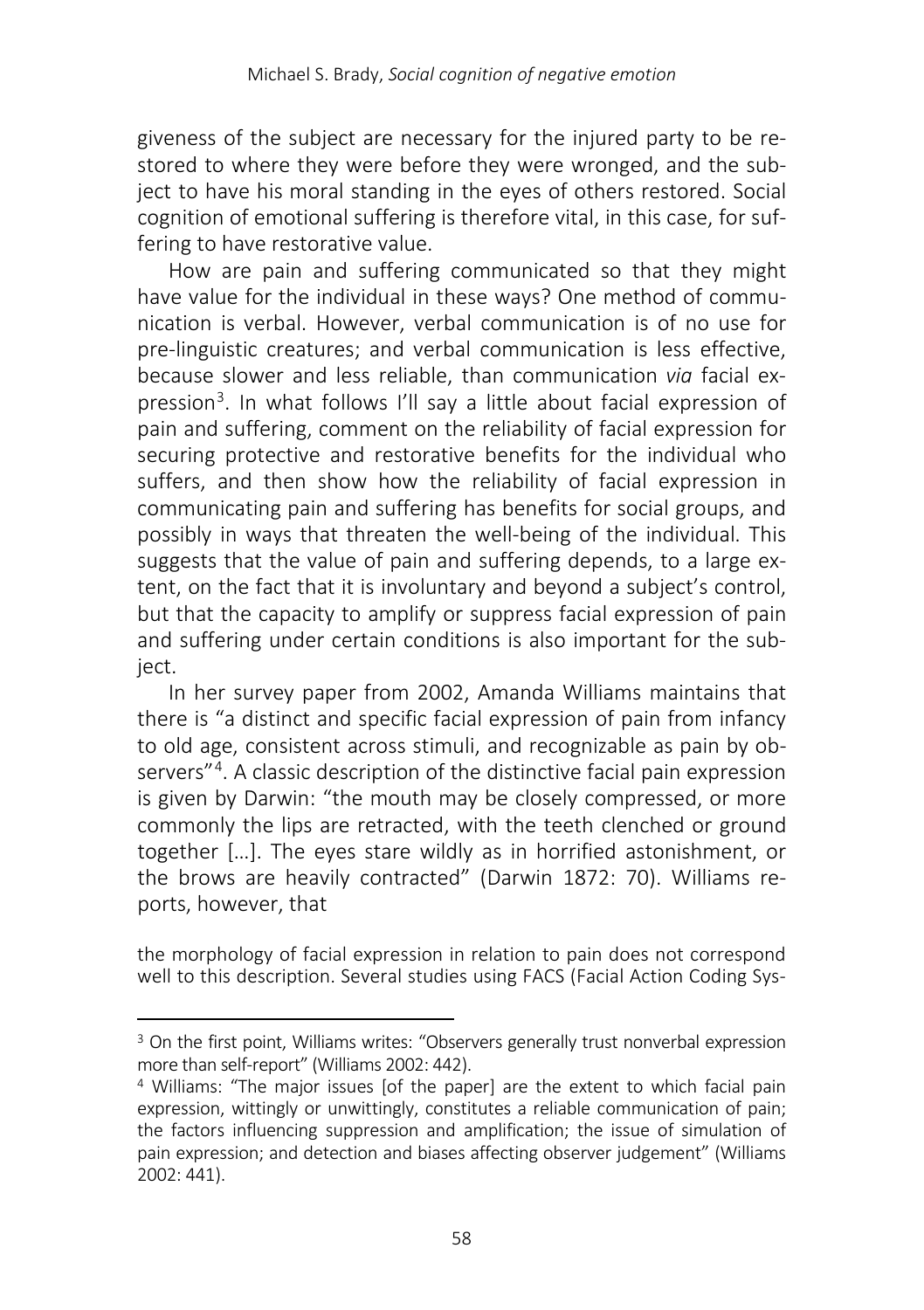giveness of the subject are necessary for the injured party to be restored to where they were before they were wronged, and the subject to have his moral standing in the eyes of others restored. Social cognition of emotional suffering is therefore vital, in this case, for suffering to have restorative value.

How are pain and suffering communicated so that they might have value for the individual in these ways? One method of communication is verbal. However, verbal communication is of no use for pre-linguistic creatures; and verbal communication is less effective, because slower and less reliable, than communication *via* facial expression[3]. In what follows I'll say a little about facial expression of pain and suffering, comment on the reliability of facial expression for securing protective and restorative benefits for the individual who suffers, and then show how the reliability of facial expression in communicating pain and suffering has benefits for social groups, and possibly in ways that threaten the well-being of the individual. This suggests that the value of pain and suffering depends, to a large extent, on the fact that it is involuntary and beyond a subject's control, but that the capacity to amplify or suppress facial expression of pain and suffering under certain conditions is also important for the subject.

In her survey paper from 2002, Amanda Williams maintains that there is "a distinct and specific facial expression of pain from infancy to old age, consistent across stimuli, and recognizable as pain by observers"[4]. A classic description of the distinctive facial pain expression is given by Darwin: "the mouth may be closely compressed, or more commonly the lips are retracted, with the teeth clenched or ground together […]. The eyes stare wildly as in horrified astonishment, or the brows are heavily contracted" (Darwin 1872: 70). Williams reports, however, that

> the morphology of facial expression in relation to pain does not correspond well to this description. Several studies using FACS (Facial Action Coding Sys-

---

[3] On the first point, Williams writes: "Observers generally trust nonverbal expression more than self-report" (Williams 2002: 442).

[4] Williams: "The major issues [of the paper] are the extent to which facial pain expression, wittingly or unwittingly, constitutes a reliable communication of pain; the factors influencing suppression and amplification; the issue of simulation of pain expression; and detection and biases affecting observer judgement" (Williams 2002: 441).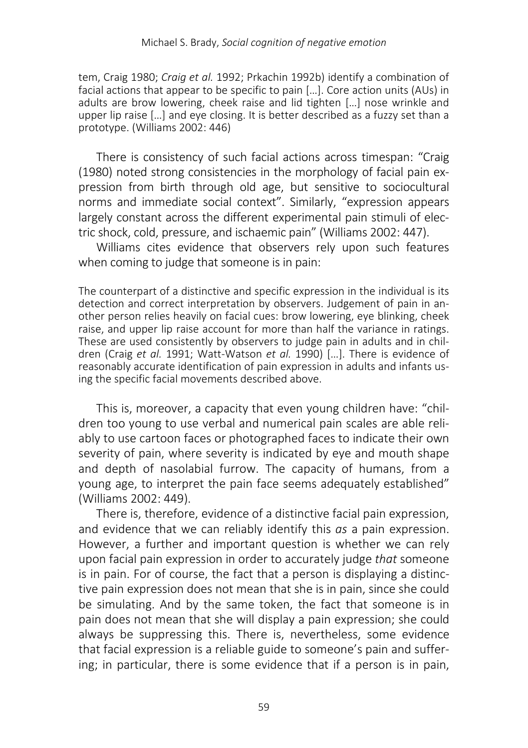tem, Craig 1980; *Craig et al.* 1992; Prkachin 1992b) identify a combination of facial actions that appear to be specific to pain […]. Core action units (AUs) in adults are brow lowering, cheek raise and lid tighten […] nose wrinkle and upper lip raise […] and eye closing. It is better described as a fuzzy set than a prototype. (Williams 2002: 446)

There is consistency of such facial actions across timespan: "Craig (1980) noted strong consistencies in the morphology of facial pain expression from birth through old age, but sensitive to sociocultural norms and immediate social context". Similarly, "expression appears largely constant across the different experimental pain stimuli of electric shock, cold, pressure, and ischaemic pain" (Williams 2002: 447).

Williams cites evidence that observers rely upon such features when coming to judge that someone is in pain:

> The counterpart of a distinctive and specific expression in the individual is its detection and correct interpretation by observers. Judgement of pain in another person relies heavily on facial cues: brow lowering, eye blinking, cheek raise, and upper lip raise account for more than half the variance in ratings. These are used consistently by observers to judge pain in adults and in children (Craig *et al.* 1991; Watt-Watson *et al.* 1990) […]. There is evidence of reasonably accurate identification of pain expression in adults and infants using the specific facial movements described above.

This is, moreover, a capacity that even young children have: "children too young to use verbal and numerical pain scales are able reliably to use cartoon faces or photographed faces to indicate their own severity of pain, where severity is indicated by eye and mouth shape and depth of nasolabial furrow. The capacity of humans, from a young age, to interpret the pain face seems adequately established" (Williams 2002: 449).

There is, therefore, evidence of a distinctive facial pain expression, and evidence that we can reliably identify this *as* a pain expression. However, a further and important question is whether we can rely upon facial pain expression in order to accurately judge *that* someone is in pain. For of course, the fact that a person is displaying a distinctive pain expression does not mean that she is in pain, since she could be simulating. And by the same token, the fact that someone is in pain does not mean that she will display a pain expression; she could always be suppressing this. There is, nevertheless, some evidence that facial expression is a reliable guide to someone's pain and suffering; in particular, there is some evidence that if a person is in pain,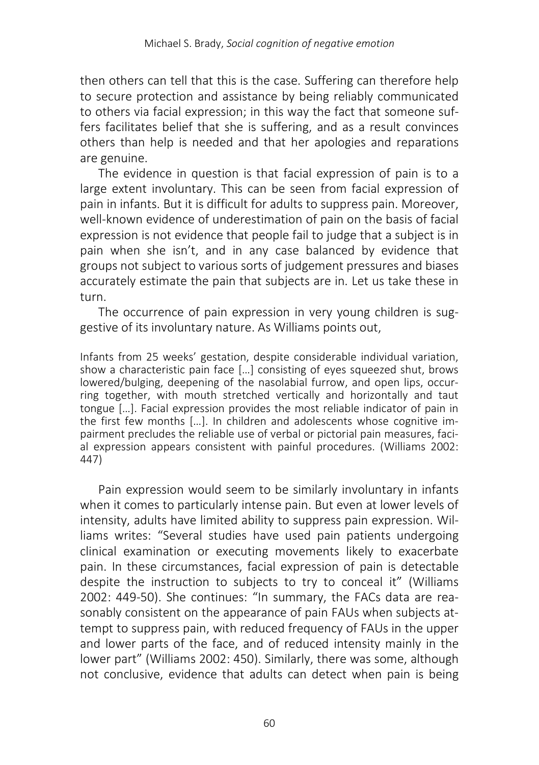then others can tell that this is the case. Suffering can therefore help to secure protection and assistance by being reliably communicated to others via facial expression; in this way the fact that someone suffers facilitates belief that she is suffering, and as a result convinces others than help is needed and that her apologies and reparations are genuine.

The evidence in question is that facial expression of pain is to a large extent involuntary. This can be seen from facial expression of pain in infants. But it is difficult for adults to suppress pain. Moreover, well-known evidence of underestimation of pain on the basis of facial expression is not evidence that people fail to judge that a subject is in pain when she isn't, and in any case balanced by evidence that groups not subject to various sorts of judgement pressures and biases accurately estimate the pain that subjects are in. Let us take these in turn.

The occurrence of pain expression in very young children is suggestive of its involuntary nature. As Williams points out,

> Infants from 25 weeks' gestation, despite considerable individual variation, show a characteristic pain face […] consisting of eyes squeezed shut, brows lowered/bulging, deepening of the nasolabial furrow, and open lips, occurring together, with mouth stretched vertically and horizontally and taut tongue […]. Facial expression provides the most reliable indicator of pain in the first few months […]. In children and adolescents whose cognitive impairment precludes the reliable use of verbal or pictorial pain measures, facial expression appears consistent with painful procedures. (Williams 2002: 447)

Pain expression would seem to be similarly involuntary in infants when it comes to particularly intense pain. But even at lower levels of intensity, adults have limited ability to suppress pain expression. Williams writes: "Several studies have used pain patients undergoing clinical examination or executing movements likely to exacerbate pain. In these circumstances, facial expression of pain is detectable despite the instruction to subjects to try to conceal it" (Williams 2002: 449-50). She continues: "In summary, the FACs data are reasonably consistent on the appearance of pain FAUs when subjects attempt to suppress pain, with reduced frequency of FAUs in the upper and lower parts of the face, and of reduced intensity mainly in the lower part" (Williams 2002: 450). Similarly, there was some, although not conclusive, evidence that adults can detect when pain is being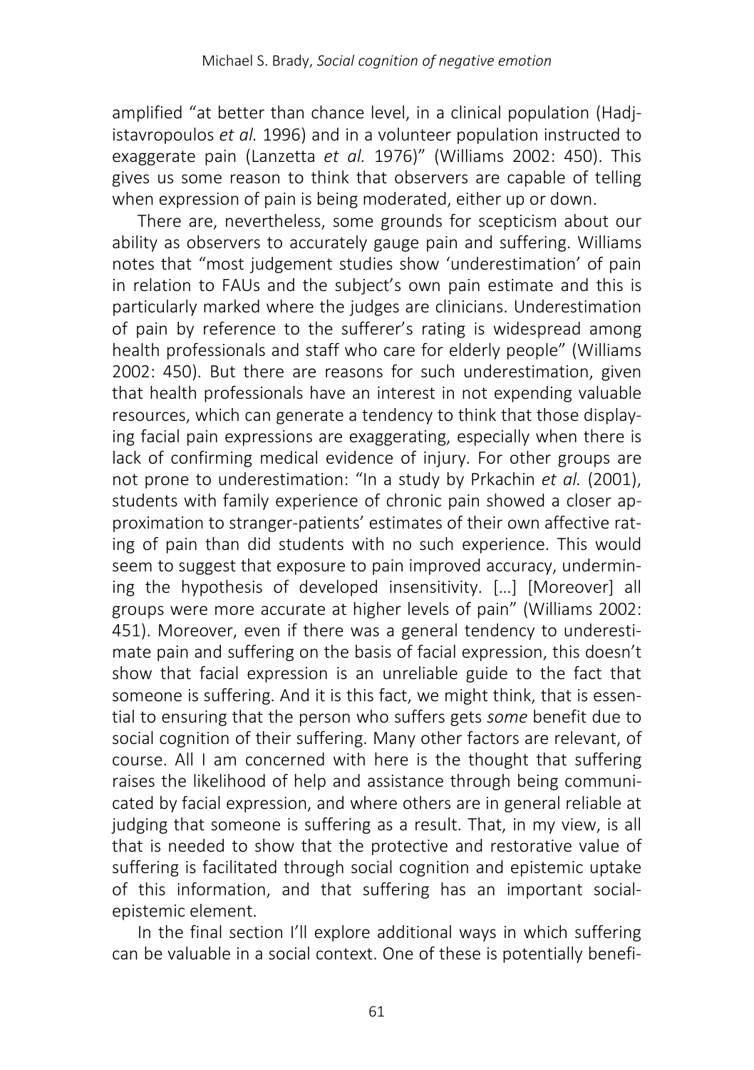amplified "at better than chance level, in a clinical population (Hadjistavropoulos *et al.* 1996) and in a volunteer population instructed to exaggerate pain (Lanzetta *et al.* 1976)" (Williams 2002: 450). This gives us some reason to think that observers are capable of telling when expression of pain is being moderated, either up or down.

There are, nevertheless, some grounds for scepticism about our ability as observers to accurately gauge pain and suffering. Williams notes that "most judgement studies show 'underestimation' of pain in relation to FAUs and the subject's own pain estimate and this is particularly marked where the judges are clinicians. Underestimation of pain by reference to the sufferer's rating is widespread among health professionals and staff who care for elderly people" (Williams 2002: 450). But there are reasons for such underestimation, given that health professionals have an interest in not expending valuable resources, which can generate a tendency to think that those displaying facial pain expressions are exaggerating, especially when there is lack of confirming medical evidence of injury. For other groups are not prone to underestimation: "In a study by Prkachin *et al.* (2001), students with family experience of chronic pain showed a closer approximation to stranger-patients' estimates of their own affective rating of pain than did students with no such experience. This would seem to suggest that exposure to pain improved accuracy, undermining the hypothesis of developed insensitivity. […] [Moreover] all groups were more accurate at higher levels of pain" (Williams 2002: 451). Moreover, even if there was a general tendency to underestimate pain and suffering on the basis of facial expression, this doesn't show that facial expression is an unreliable guide to the fact that someone is suffering. And it is this fact, we might think, that is essential to ensuring that the person who suffers gets *some* benefit due to social cognition of their suffering. Many other factors are relevant, of course. All I am concerned with here is the thought that suffering raises the likelihood of help and assistance through being communicated by facial expression, and where others are in general reliable at judging that someone is suffering as a result. That, in my view, is all that is needed to show that the protective and restorative value of suffering is facilitated through social cognition and epistemic uptake of this information, and that suffering has an important social-epistemic element.

In the final section I'll explore additional ways in which suffering can be valuable in a social context. One of these is potentially benefi-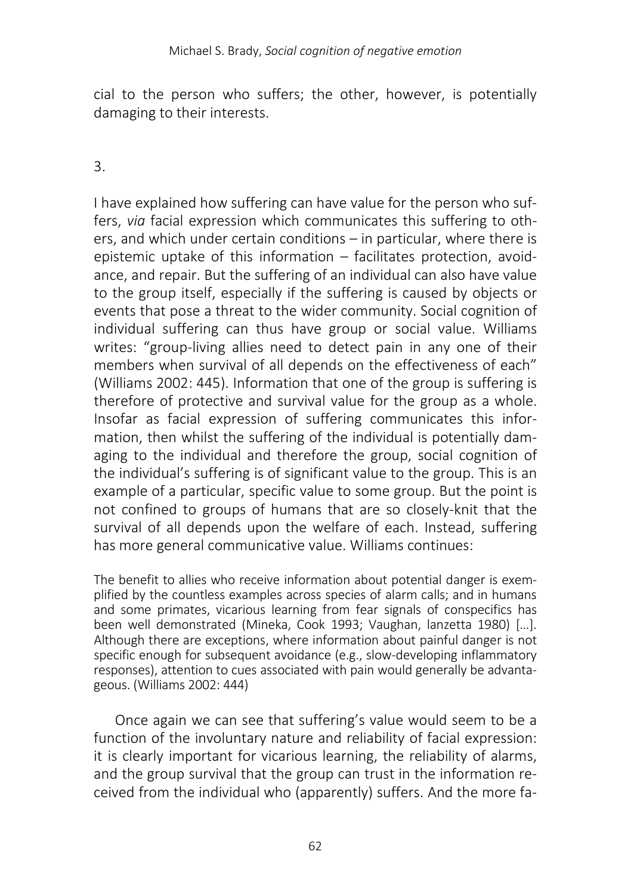cial to the person who suffers; the other, however, is potentially damaging to their interests.

3.

I have explained how suffering can have value for the person who suffers, *via* facial expression which communicates this suffering to others, and which under certain conditions – in particular, where there is epistemic uptake of this information – facilitates protection, avoidance, and repair. But the suffering of an individual can also have value to the group itself, especially if the suffering is caused by objects or events that pose a threat to the wider community. Social cognition of individual suffering can thus have group or social value. Williams writes: "group-living allies need to detect pain in any one of their members when survival of all depends on the effectiveness of each" (Williams 2002: 445). Information that one of the group is suffering is therefore of protective and survival value for the group as a whole. Insofar as facial expression of suffering communicates this information, then whilst the suffering of the individual is potentially damaging to the individual and therefore the group, social cognition of the individual's suffering is of significant value to the group. This is an example of a particular, specific value to some group. But the point is not confined to groups of humans that are so closely-knit that the survival of all depends upon the welfare of each. Instead, suffering has more general communicative value. Williams continues:

> The benefit to allies who receive information about potential danger is exemplified by the countless examples across species of alarm calls; and in humans and some primates, vicarious learning from fear signals of conspecifics has been well demonstrated (Mineka, Cook 1993; Vaughan, lanzetta 1980) […]. Although there are exceptions, where information about painful danger is not specific enough for subsequent avoidance (e.g., slow-developing inflammatory responses), attention to cues associated with pain would generally be advantageous. (Williams 2002: 444)

Once again we can see that suffering's value would seem to be a function of the involuntary nature and reliability of facial expression: it is clearly important for vicarious learning, the reliability of alarms, and the group survival that the group can trust in the information received from the individual who (apparently) suffers. And the more fa-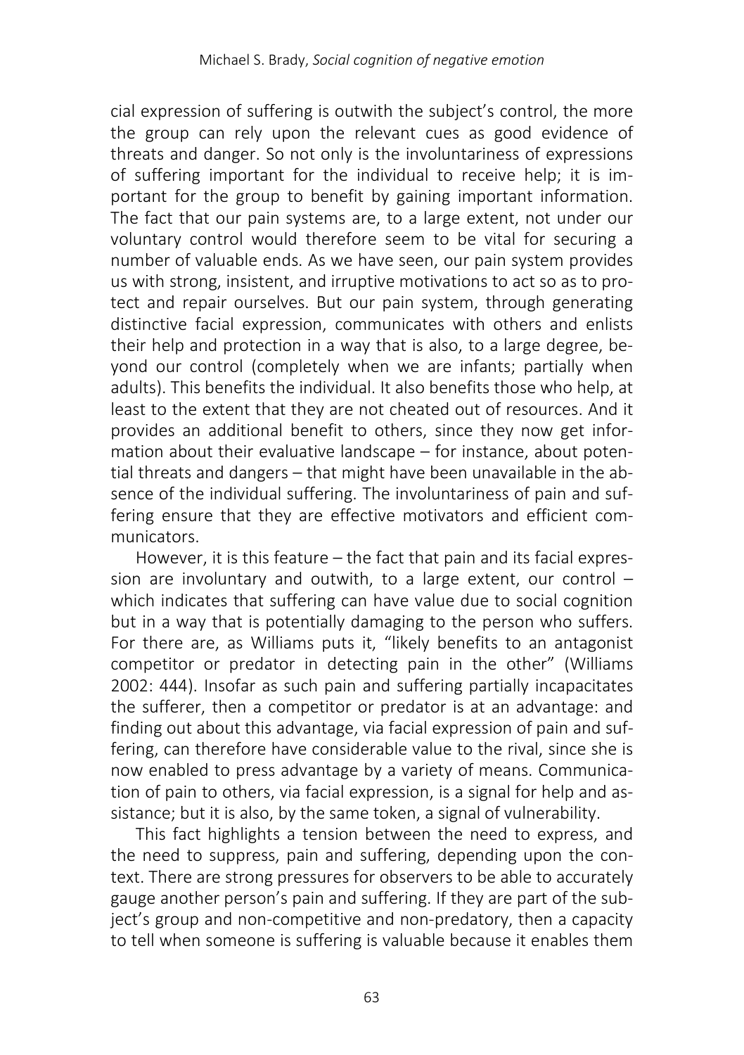cial expression of suffering is outwith the subject's control, the more the group can rely upon the relevant cues as good evidence of threats and danger. So not only is the involuntariness of expressions of suffering important for the individual to receive help; it is important for the group to benefit by gaining important information. The fact that our pain systems are, to a large extent, not under our voluntary control would therefore seem to be vital for securing a number of valuable ends. As we have seen, our pain system provides us with strong, insistent, and irruptive motivations to act so as to protect and repair ourselves. But our pain system, through generating distinctive facial expression, communicates with others and enlists their help and protection in a way that is also, to a large degree, beyond our control (completely when we are infants; partially when adults). This benefits the individual. It also benefits those who help, at least to the extent that they are not cheated out of resources. And it provides an additional benefit to others, since they now get information about their evaluative landscape – for instance, about potential threats and dangers – that might have been unavailable in the absence of the individual suffering. The involuntariness of pain and suffering ensure that they are effective motivators and efficient communicators.

However, it is this feature – the fact that pain and its facial expression are involuntary and outwith, to a large extent, our control – which indicates that suffering can have value due to social cognition but in a way that is potentially damaging to the person who suffers. For there are, as Williams puts it, "likely benefits to an antagonist competitor or predator in detecting pain in the other" (Williams 2002: 444). Insofar as such pain and suffering partially incapacitates the sufferer, then a competitor or predator is at an advantage: and finding out about this advantage, via facial expression of pain and suffering, can therefore have considerable value to the rival, since she is now enabled to press advantage by a variety of means. Communication of pain to others, via facial expression, is a signal for help and assistance; but it is also, by the same token, a signal of vulnerability.

This fact highlights a tension between the need to express, and the need to suppress, pain and suffering, depending upon the context. There are strong pressures for observers to be able to accurately gauge another person's pain and suffering. If they are part of the subject's group and non-competitive and non-predatory, then a capacity to tell when someone is suffering is valuable because it enables them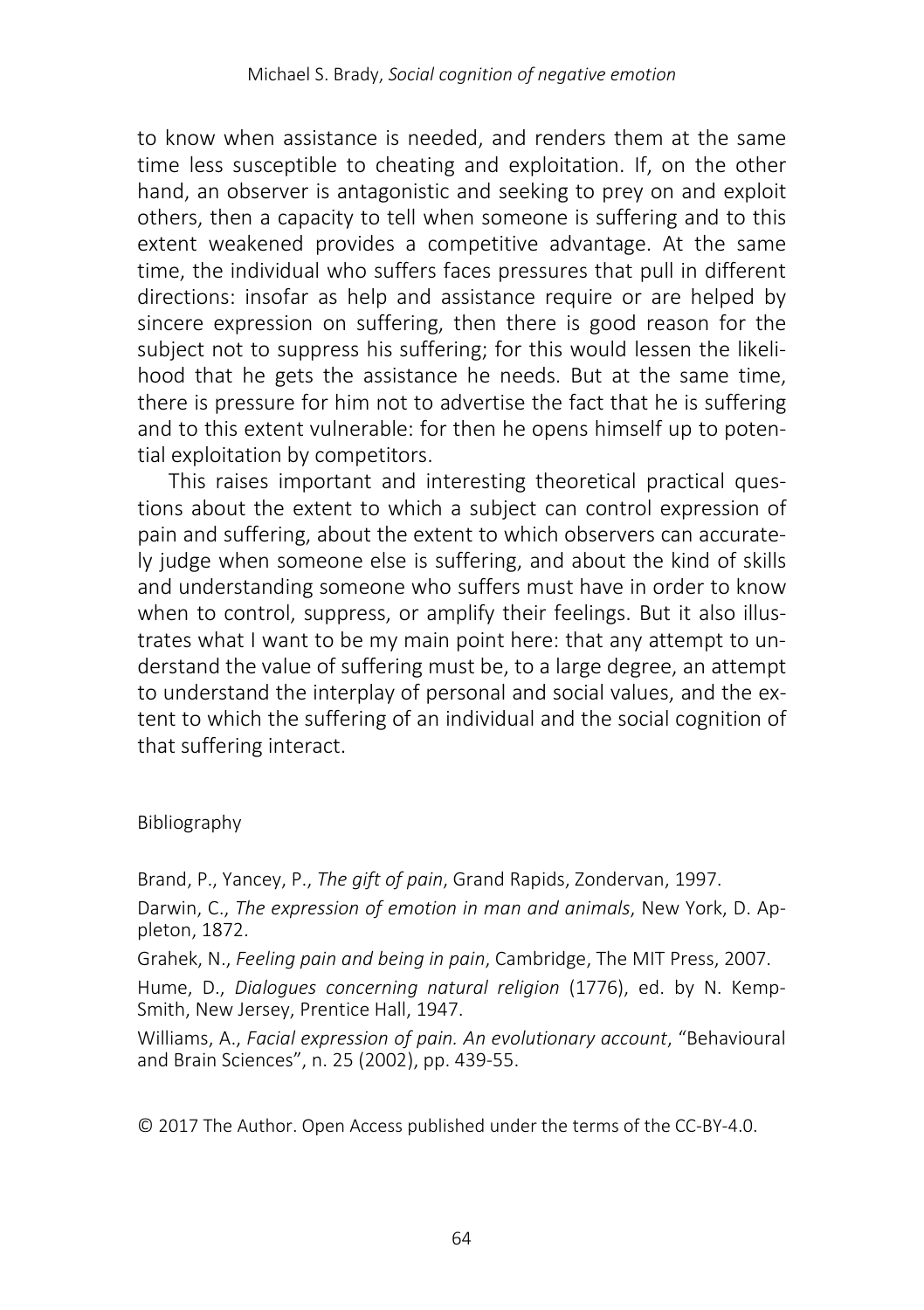to know when assistance is needed, and renders them at the same time less susceptible to cheating and exploitation. If, on the other hand, an observer is antagonistic and seeking to prey on and exploit others, then a capacity to tell when someone is suffering and to this extent weakened provides a competitive advantage. At the same time, the individual who suffers faces pressures that pull in different directions: insofar as help and assistance require or are helped by sincere expression on suffering, then there is good reason for the subject not to suppress his suffering; for this would lessen the likelihood that he gets the assistance he needs. But at the same time, there is pressure for him not to advertise the fact that he is suffering and to this extent vulnerable: for then he opens himself up to potential exploitation by competitors.

This raises important and interesting theoretical practical questions about the extent to which a subject can control expression of pain and suffering, about the extent to which observers can accurately judge when someone else is suffering, and about the kind of skills and understanding someone who suffers must have in order to know when to control, suppress, or amplify their feelings. But it also illustrates what I want to be my main point here: that any attempt to understand the value of suffering must be, to a large degree, an attempt to understand the interplay of personal and social values, and the extent to which the suffering of an individual and the social cognition of that suffering interact.

## Bibliography

Brand, P., Yancey, P., *The gift of pain*, Grand Rapids, Zondervan, 1997.

Darwin, C., *The expression of emotion in man and animals*, New York, D. Appleton, 1872.

Grahek, N., *Feeling pain and being in pain*, Cambridge, The MIT Press, 2007.

Hume, D., *Dialogues concerning natural religion* (1776), ed. by N. Kemp-Smith, New Jersey, Prentice Hall, 1947.

Williams, A., *Facial expression of pain. An evolutionary account*, "Behavioural and Brain Sciences", n. 25 (2002), pp. 439-55.

© 2017 The Author. Open Access published under the terms of the CC-BY-4.0.